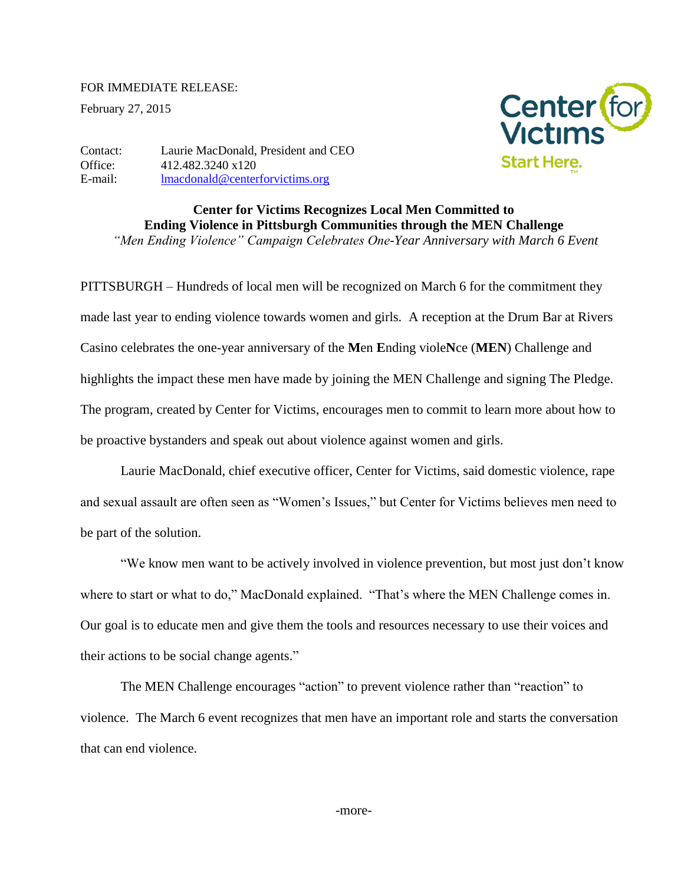FOR IMMEDIATE RELEASE:

February 27, 2015

Contact: Laurie MacDonald, President and CEO
Office: 412.482.3240 x120
E-mail: lmacdonald@centerforvictims.org

Center for Victims
Start Here.

**Center for Victims Recognizes Local Men Committed to Ending Violence in Pittsburgh Communities through the MEN Challenge**

*"Men Ending Violence" Campaign Celebrates One-Year Anniversary with March 6 Event*

PITTSBURGH – Hundreds of local men will be recognized on March 6 for the commitment they made last year to ending violence towards women and girls. A reception at the Drum Bar at Rivers Casino celebrates the one-year anniversary of the **M**en **E**nding viole**N**ce (**MEN**) Challenge and highlights the impact these men have made by joining the MEN Challenge and signing The Pledge. The program, created by Center for Victims, encourages men to commit to learn more about how to be proactive bystanders and speak out about violence against women and girls.

Laurie MacDonald, chief executive officer, Center for Victims, said domestic violence, rape and sexual assault are often seen as "Women's Issues," but Center for Victims believes men need to be part of the solution.

"We know men want to be actively involved in violence prevention, but most just don't know where to start or what to do," MacDonald explained. "That's where the MEN Challenge comes in. Our goal is to educate men and give them the tools and resources necessary to use their voices and their actions to be social change agents."

The MEN Challenge encourages "action" to prevent violence rather than "reaction" to violence. The March 6 event recognizes that men have an important role and starts the conversation that can end violence.

-more-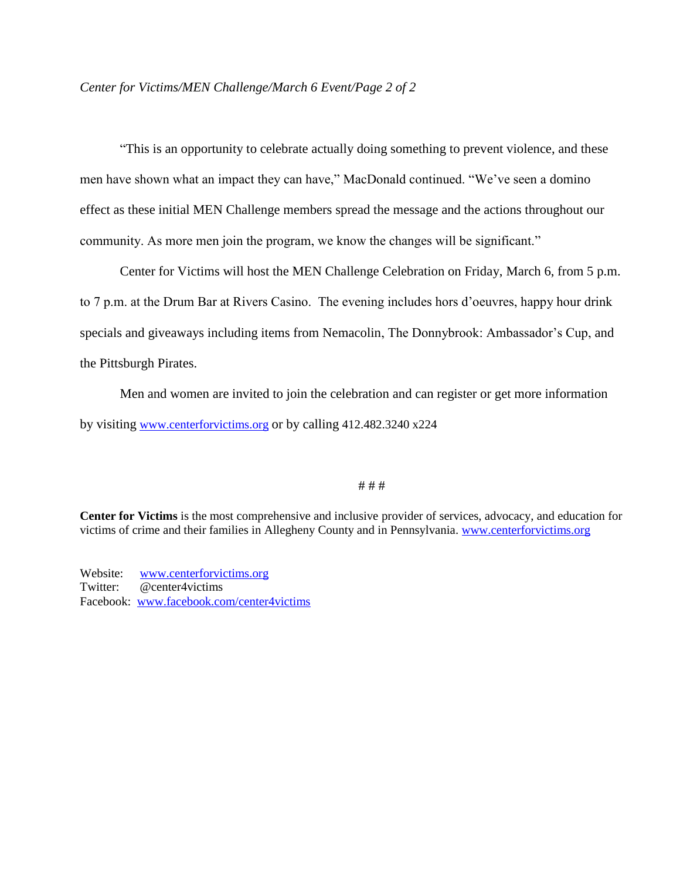"This is an opportunity to celebrate actually doing something to prevent violence, and these men have shown what an impact they can have," MacDonald continued. "We've seen a domino effect as these initial MEN Challenge members spread the message and the actions throughout our community. As more men join the program, we know the changes will be significant."

Center for Victims will host the MEN Challenge Celebration on Friday, March 6, from 5 p.m. to 7 p.m. at the Drum Bar at Rivers Casino. The evening includes hors d'oeuvres, happy hour drink specials and giveaways including items from Nemacolin, The Donnybrook: Ambassador's Cup, and the Pittsburgh Pirates.

Men and women are invited to join the celebration and can register or get more information by visiting www.centerforvictims.org or by calling 412.482.3240 x224

# # #

**Center for Victims** is the most comprehensive and inclusive provider of services, advocacy, and education for victims of crime and their families in Allegheny County and in Pennsylvania. www.centerforvictims.org

Website: www.centerforvictims.org
Twitter: @center4victims
Facebook: www.facebook.com/center4victims